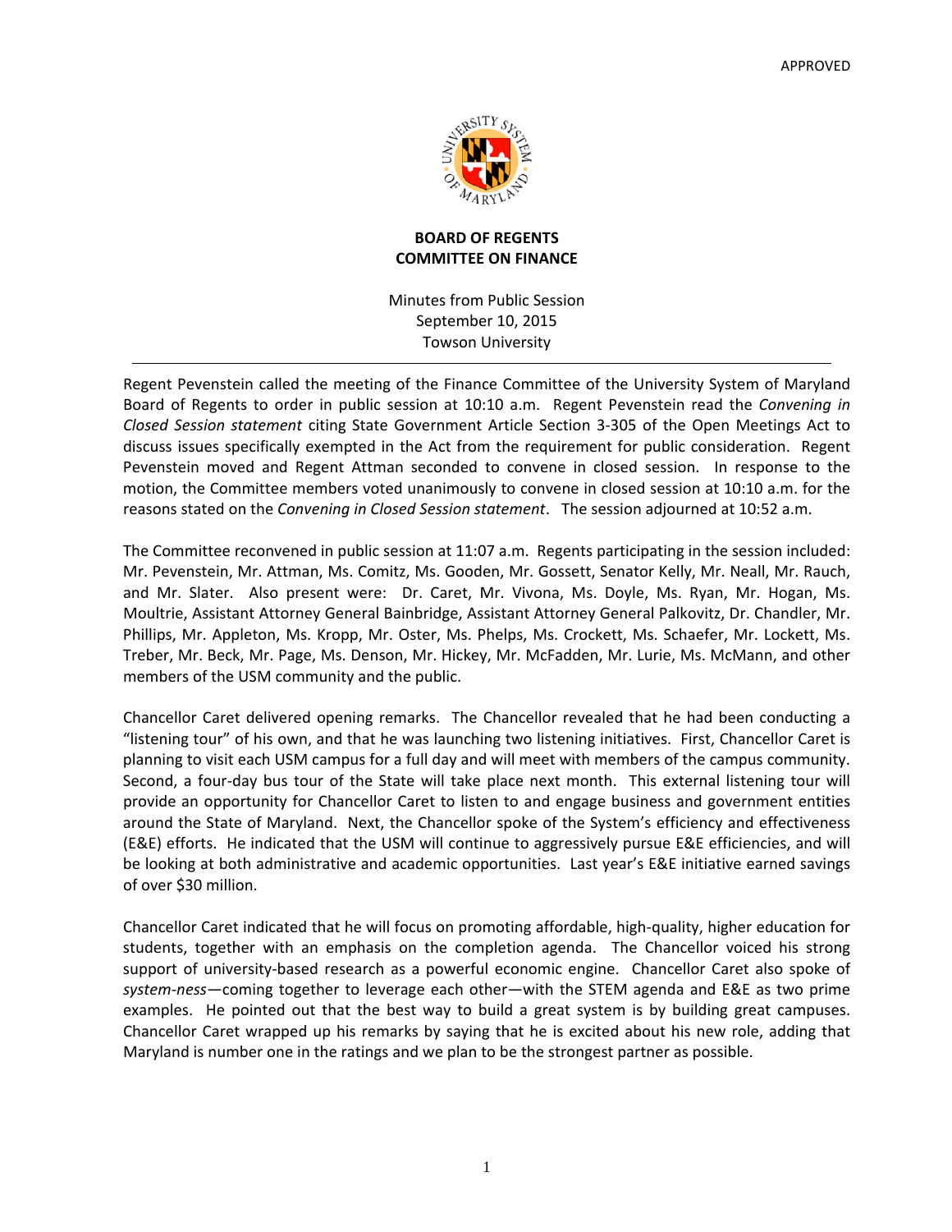APPROVED

**BOARD OF REGENTS**
**COMMITTEE ON FINANCE**

Minutes from Public Session
September 10, 2015
Towson University

---

Regent Pevenstein called the meeting of the Finance Committee of the University System of Maryland Board of Regents to order in public session at 10:10 a.m. Regent Pevenstein read the *Convening in Closed Session statement* citing State Government Article Section 3-305 of the Open Meetings Act to discuss issues specifically exempted in the Act from the requirement for public consideration. Regent Pevenstein moved and Regent Attman seconded to convene in closed session. In response to the motion, the Committee members voted unanimously to convene in closed session at 10:10 a.m. for the reasons stated on the *Convening in Closed Session statement*. The session adjourned at 10:52 a.m.

The Committee reconvened in public session at 11:07 a.m. Regents participating in the session included: Mr. Pevenstein, Mr. Attman, Ms. Comitz, Ms. Gooden, Mr. Gossett, Senator Kelly, Mr. Neall, Mr. Rauch, and Mr. Slater. Also present were: Dr. Caret, Mr. Vivona, Ms. Doyle, Ms. Ryan, Mr. Hogan, Ms. Moultrie, Assistant Attorney General Bainbridge, Assistant Attorney General Palkovitz, Dr. Chandler, Mr. Phillips, Mr. Appleton, Ms. Kropp, Mr. Oster, Ms. Phelps, Ms. Crockett, Ms. Schaefer, Mr. Lockett, Ms. Treber, Mr. Beck, Mr. Page, Ms. Denson, Mr. Hickey, Mr. McFadden, Mr. Lurie, Ms. McMann, and other members of the USM community and the public.

Chancellor Caret delivered opening remarks. The Chancellor revealed that he had been conducting a "listening tour" of his own, and that he was launching two listening initiatives. First, Chancellor Caret is planning to visit each USM campus for a full day and will meet with members of the campus community. Second, a four-day bus tour of the State will take place next month. This external listening tour will provide an opportunity for Chancellor Caret to listen to and engage business and government entities around the State of Maryland. Next, the Chancellor spoke of the System's efficiency and effectiveness (E&E) efforts. He indicated that the USM will continue to aggressively pursue E&E efficiencies, and will be looking at both administrative and academic opportunities. Last year's E&E initiative earned savings of over $30 million.

Chancellor Caret indicated that he will focus on promoting affordable, high-quality, higher education for students, together with an emphasis on the completion agenda. The Chancellor voiced his strong support of university-based research as a powerful economic engine. Chancellor Caret also spoke of *system-ness*—coming together to leverage each other—with the STEM agenda and E&E as two prime examples. He pointed out that the best way to build a great system is by building great campuses. Chancellor Caret wrapped up his remarks by saying that he is excited about his new role, adding that Maryland is number one in the ratings and we plan to be the strongest partner as possible.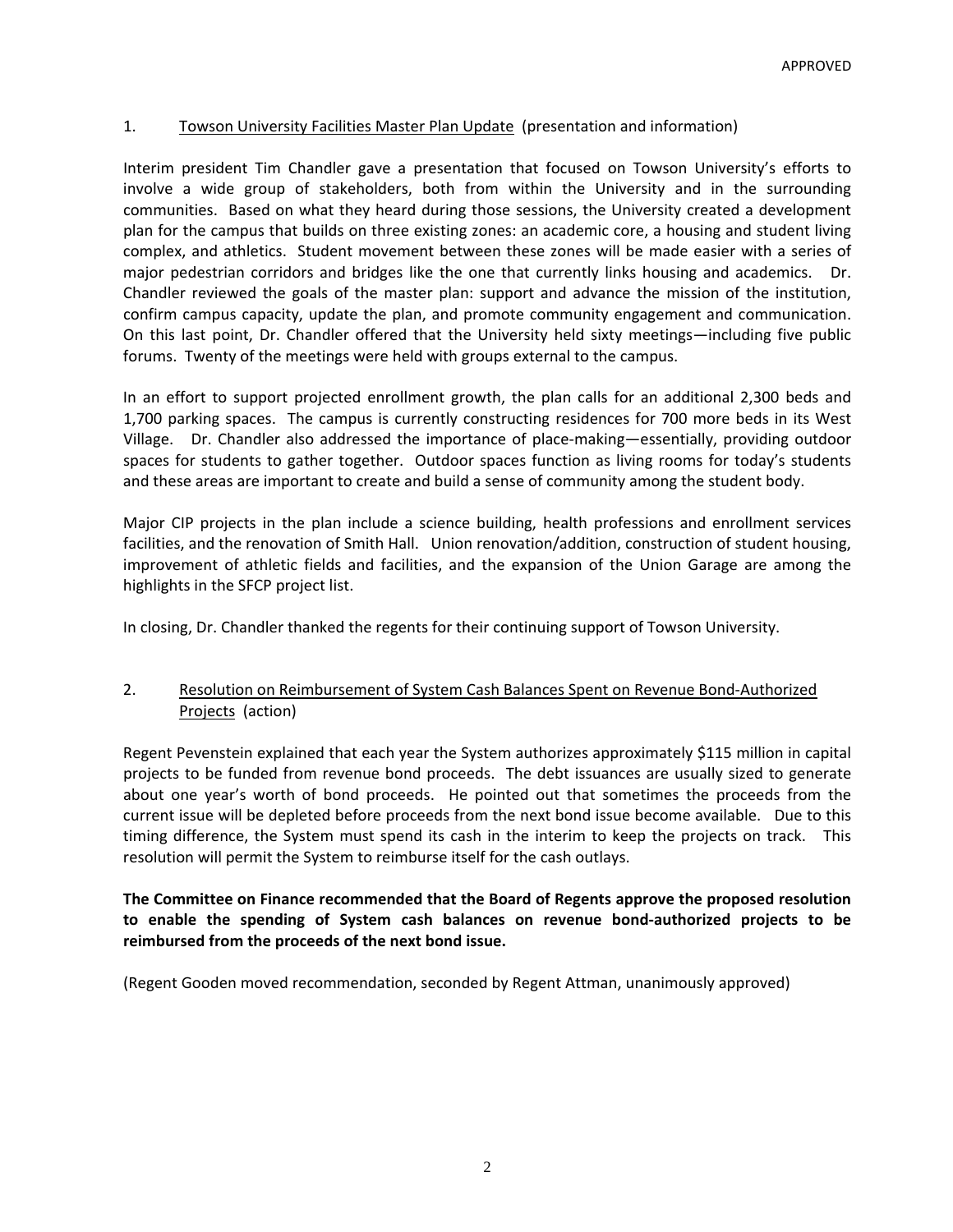APPROVED

1. <u>Towson University Facilities Master Plan Update</u> (presentation and information)

Interim president Tim Chandler gave a presentation that focused on Towson University's efforts to involve a wide group of stakeholders, both from within the University and in the surrounding communities. Based on what they heard during those sessions, the University created a development plan for the campus that builds on three existing zones: an academic core, a housing and student living complex, and athletics. Student movement between these zones will be made easier with a series of major pedestrian corridors and bridges like the one that currently links housing and academics. Dr. Chandler reviewed the goals of the master plan: support and advance the mission of the institution, confirm campus capacity, update the plan, and promote community engagement and communication. On this last point, Dr. Chandler offered that the University held sixty meetings—including five public forums. Twenty of the meetings were held with groups external to the campus.

In an effort to support projected enrollment growth, the plan calls for an additional 2,300 beds and 1,700 parking spaces. The campus is currently constructing residences for 700 more beds in its West Village. Dr. Chandler also addressed the importance of place-making—essentially, providing outdoor spaces for students to gather together. Outdoor spaces function as living rooms for today's students and these areas are important to create and build a sense of community among the student body.

Major CIP projects in the plan include a science building, health professions and enrollment services facilities, and the renovation of Smith Hall. Union renovation/addition, construction of student housing, improvement of athletic fields and facilities, and the expansion of the Union Garage are among the highlights in the SFCP project list.

In closing, Dr. Chandler thanked the regents for their continuing support of Towson University.

2. <u>Resolution on Reimbursement of System Cash Balances Spent on Revenue Bond-Authorized Projects</u> (action)

Regent Pevenstein explained that each year the System authorizes approximately $115 million in capital projects to be funded from revenue bond proceeds. The debt issuances are usually sized to generate about one year's worth of bond proceeds. He pointed out that sometimes the proceeds from the current issue will be depleted before proceeds from the next bond issue become available. Due to this timing difference, the System must spend its cash in the interim to keep the projects on track. This resolution will permit the System to reimburse itself for the cash outlays.

**The Committee on Finance recommended that the Board of Regents approve the proposed resolution to enable the spending of System cash balances on revenue bond-authorized projects to be reimbursed from the proceeds of the next bond issue.**

(Regent Gooden moved recommendation, seconded by Regent Attman, unanimously approved)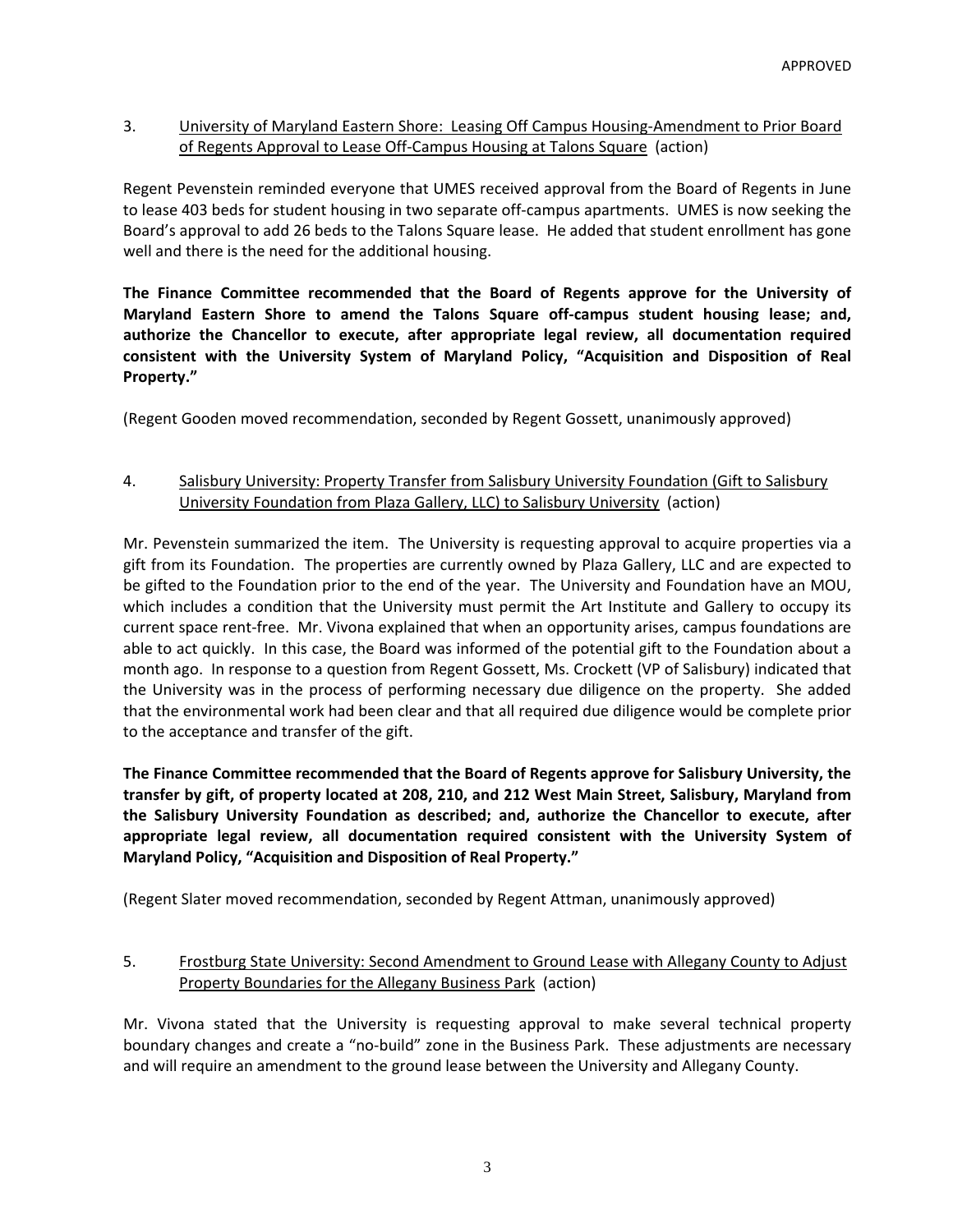APPROVED

3. University of Maryland Eastern Shore: Leasing Off Campus Housing-Amendment to Prior Board of Regents Approval to Lease Off-Campus Housing at Talons Square (action)

Regent Pevenstein reminded everyone that UMES received approval from the Board of Regents in June to lease 403 beds for student housing in two separate off-campus apartments. UMES is now seeking the Board's approval to add 26 beds to the Talons Square lease. He added that student enrollment has gone well and there is the need for the additional housing.

**The Finance Committee recommended that the Board of Regents approve for the University of Maryland Eastern Shore to amend the Talons Square off-campus student housing lease; and, authorize the Chancellor to execute, after appropriate legal review, all documentation required consistent with the University System of Maryland Policy, "Acquisition and Disposition of Real Property."**

(Regent Gooden moved recommendation, seconded by Regent Gossett, unanimously approved)

4. Salisbury University: Property Transfer from Salisbury University Foundation (Gift to Salisbury University Foundation from Plaza Gallery, LLC) to Salisbury University (action)

Mr. Pevenstein summarized the item. The University is requesting approval to acquire properties via a gift from its Foundation. The properties are currently owned by Plaza Gallery, LLC and are expected to be gifted to the Foundation prior to the end of the year. The University and Foundation have an MOU, which includes a condition that the University must permit the Art Institute and Gallery to occupy its current space rent-free. Mr. Vivona explained that when an opportunity arises, campus foundations are able to act quickly. In this case, the Board was informed of the potential gift to the Foundation about a month ago. In response to a question from Regent Gossett, Ms. Crockett (VP of Salisbury) indicated that the University was in the process of performing necessary due diligence on the property. She added that the environmental work had been clear and that all required due diligence would be complete prior to the acceptance and transfer of the gift.

**The Finance Committee recommended that the Board of Regents approve for Salisbury University, the transfer by gift, of property located at 208, 210, and 212 West Main Street, Salisbury, Maryland from the Salisbury University Foundation as described; and, authorize the Chancellor to execute, after appropriate legal review, all documentation required consistent with the University System of Maryland Policy, "Acquisition and Disposition of Real Property."**

(Regent Slater moved recommendation, seconded by Regent Attman, unanimously approved)

5. Frostburg State University: Second Amendment to Ground Lease with Allegany County to Adjust Property Boundaries for the Allegany Business Park (action)

Mr. Vivona stated that the University is requesting approval to make several technical property boundary changes and create a "no-build" zone in the Business Park. These adjustments are necessary and will require an amendment to the ground lease between the University and Allegany County.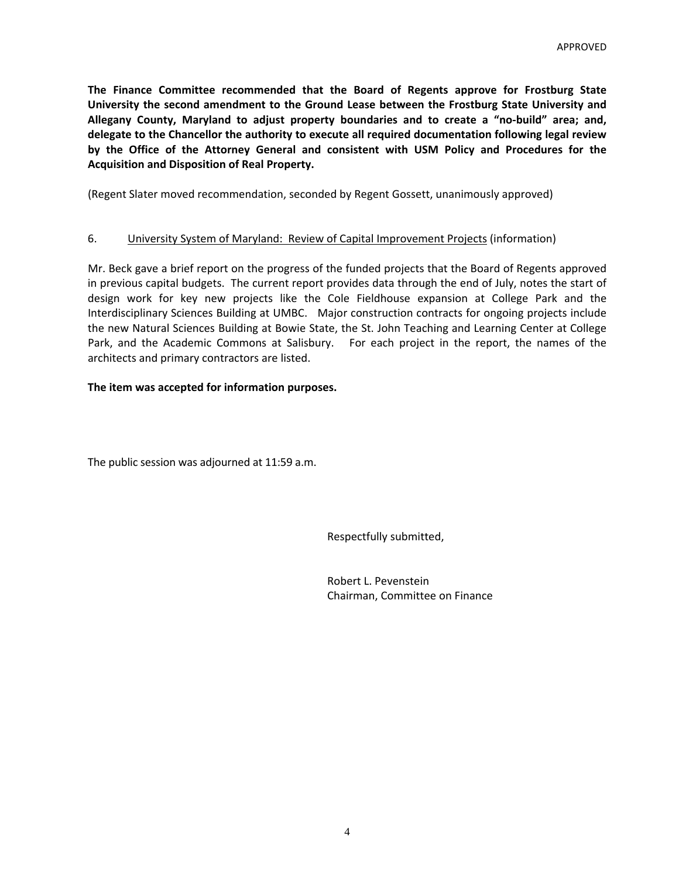APPROVED

**The Finance Committee recommended that the Board of Regents approve for Frostburg State University the second amendment to the Ground Lease between the Frostburg State University and Allegany County, Maryland to adjust property boundaries and to create a "no-build" area; and, delegate to the Chancellor the authority to execute all required documentation following legal review by the Office of the Attorney General and consistent with USM Policy and Procedures for the Acquisition and Disposition of Real Property.**

(Regent Slater moved recommendation, seconded by Regent Gossett, unanimously approved)

6. University System of Maryland: Review of Capital Improvement Projects (information)

Mr. Beck gave a brief report on the progress of the funded projects that the Board of Regents approved in previous capital budgets. The current report provides data through the end of July, notes the start of design work for key new projects like the Cole Fieldhouse expansion at College Park and the Interdisciplinary Sciences Building at UMBC. Major construction contracts for ongoing projects include the new Natural Sciences Building at Bowie State, the St. John Teaching and Learning Center at College Park, and the Academic Commons at Salisbury. For each project in the report, the names of the architects and primary contractors are listed.

**The item was accepted for information purposes.**

The public session was adjourned at 11:59 a.m.

Respectfully submitted,

Robert L. Pevenstein
Chairman, Committee on Finance